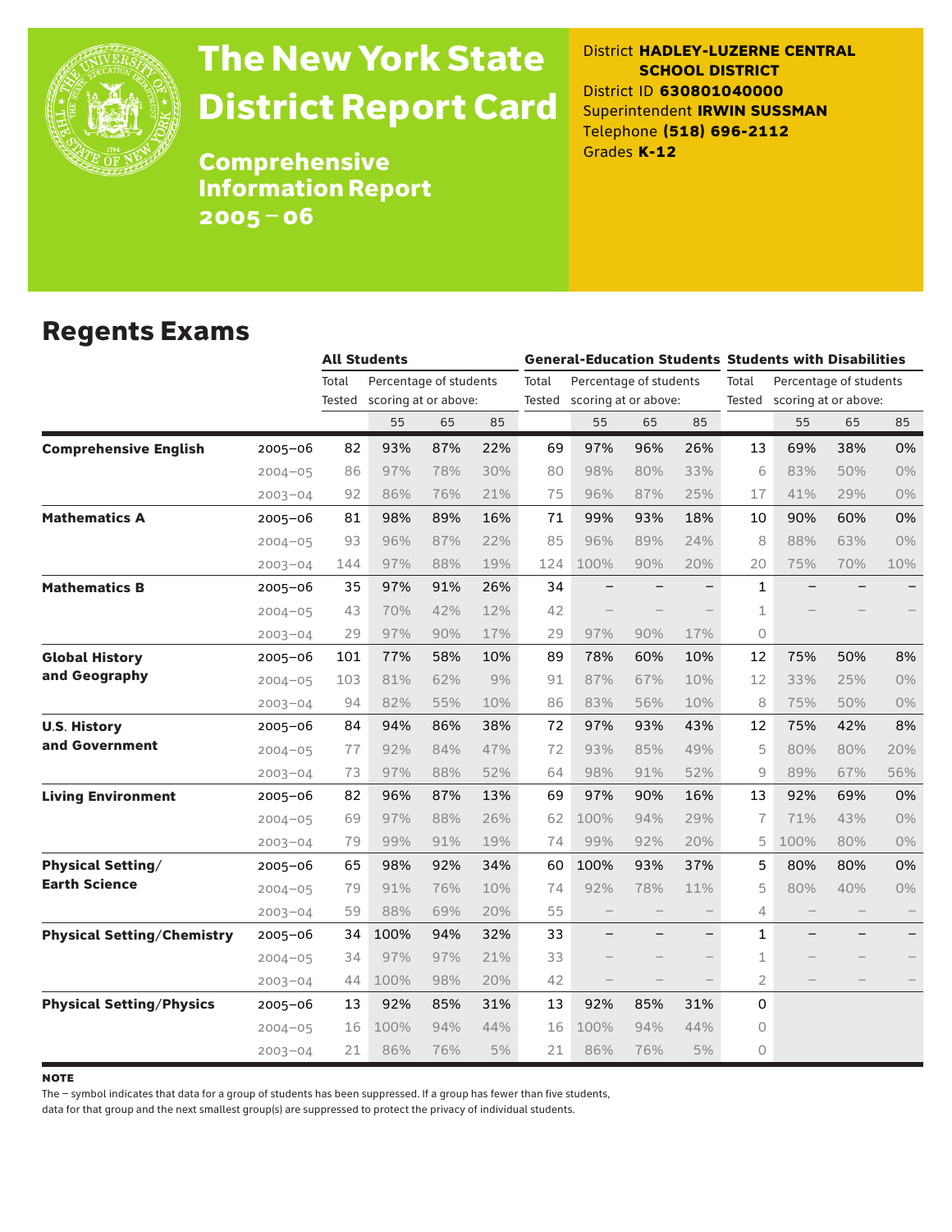# The New York State District Report Card

**Comprehensive Information Report 2005–06**

District **HADLEY-LUZERNE CENTRAL SCHOOL DISTRICT**
District ID **630801040000**
Superintendent **IRWIN SUSSMAN**
Telephone **(518) 696-2112**
Grades **K-12**

## Regents Exams

| | | All Students | | | | General-Education Students | | | | Students with Disabilities | | | |
|---|---|---|---|---|---|---|---|---|---|---|---|---|---|
| | | Total Tested | Percentage of students scoring at or above: | | | Total Tested | Percentage of students scoring at or above: | | | Total Tested | Percentage of students scoring at or above: | | |
| | | | 55 | 65 | 85 | | 55 | 65 | 85 | | 55 | 65 | 85 |
| **Comprehensive English** | 2005–06 | 82 | 93% | 87% | 22% | 69 | 97% | 96% | 26% | 13 | 69% | 38% | 0% |
| | 2004–05 | 86 | 97% | 78% | 30% | 80 | 98% | 80% | 33% | 6 | 83% | 50% | 0% |
| | 2003–04 | 92 | 86% | 76% | 21% | 75 | 96% | 87% | 25% | 17 | 41% | 29% | 0% |
| **Mathematics A** | 2005–06 | 81 | 98% | 89% | 16% | 71 | 99% | 93% | 18% | 10 | 90% | 60% | 0% |
| | 2004–05 | 93 | 96% | 87% | 22% | 85 | 96% | 89% | 24% | 8 | 88% | 63% | 0% |
| | 2003–04 | 144 | 97% | 88% | 19% | 124 | 100% | 90% | 20% | 20 | 75% | 70% | 10% |
| **Mathematics B** | 2005–06 | 35 | 97% | 91% | 26% | 34 | – | – | – | 1 | – | – | – |
| | 2004–05 | 43 | 70% | 42% | 12% | 42 | – | – | – | 1 | – | – | – |
| | 2003–04 | 29 | 97% | 90% | 17% | 29 | 97% | 90% | 17% | 0 | | | |
| **Global History and Geography** | 2005–06 | 101 | 77% | 58% | 10% | 89 | 78% | 60% | 10% | 12 | 75% | 50% | 8% |
| | 2004–05 | 103 | 81% | 62% | 9% | 91 | 87% | 67% | 10% | 12 | 33% | 25% | 0% |
| | 2003–04 | 94 | 82% | 55% | 10% | 86 | 83% | 56% | 10% | 8 | 75% | 50% | 0% |
| **U.S. History and Government** | 2005–06 | 84 | 94% | 86% | 38% | 72 | 97% | 93% | 43% | 12 | 75% | 42% | 8% |
| | 2004–05 | 77 | 92% | 84% | 47% | 72 | 93% | 85% | 49% | 5 | 80% | 80% | 20% |
| | 2003–04 | 73 | 97% | 88% | 52% | 64 | 98% | 91% | 52% | 9 | 89% | 67% | 56% |
| **Living Environment** | 2005–06 | 82 | 96% | 87% | 13% | 69 | 97% | 90% | 16% | 13 | 92% | 69% | 0% |
| | 2004–05 | 69 | 97% | 88% | 26% | 62 | 100% | 94% | 29% | 7 | 71% | 43% | 0% |
| | 2003–04 | 79 | 99% | 91% | 19% | 74 | 99% | 92% | 20% | 5 | 100% | 80% | 0% |
| **Physical Setting/ Earth Science** | 2005–06 | 65 | 98% | 92% | 34% | 60 | 100% | 93% | 37% | 5 | 80% | 80% | 0% |
| | 2004–05 | 79 | 91% | 76% | 10% | 74 | 92% | 78% | 11% | 5 | 80% | 40% | 0% |
| | 2003–04 | 59 | 88% | 69% | 20% | 55 | – | – | – | 4 | – | – | – |
| **Physical Setting/Chemistry** | 2005–06 | 34 | 100% | 94% | 32% | 33 | – | – | – | 1 | – | – | – |
| | 2004–05 | 34 | 97% | 97% | 21% | 33 | – | – | – | 1 | – | – | – |
| | 2003–04 | 44 | 100% | 98% | 20% | 42 | – | – | – | 2 | – | – | – |
| **Physical Setting/Physics** | 2005–06 | 13 | 92% | 85% | 31% | 13 | 92% | 85% | 31% | 0 | | | |
| | 2004–05 | 16 | 100% | 94% | 44% | 16 | 100% | 94% | 44% | 0 | | | |
| | 2003–04 | 21 | 86% | 76% | 5% | 21 | 86% | 76% | 5% | 0 | | | |

**NOTE**

The – symbol indicates that data for a group of students has been suppressed. If a group has fewer than five students, data for that group and the next smallest group(s) are suppressed to protect the privacy of individual students.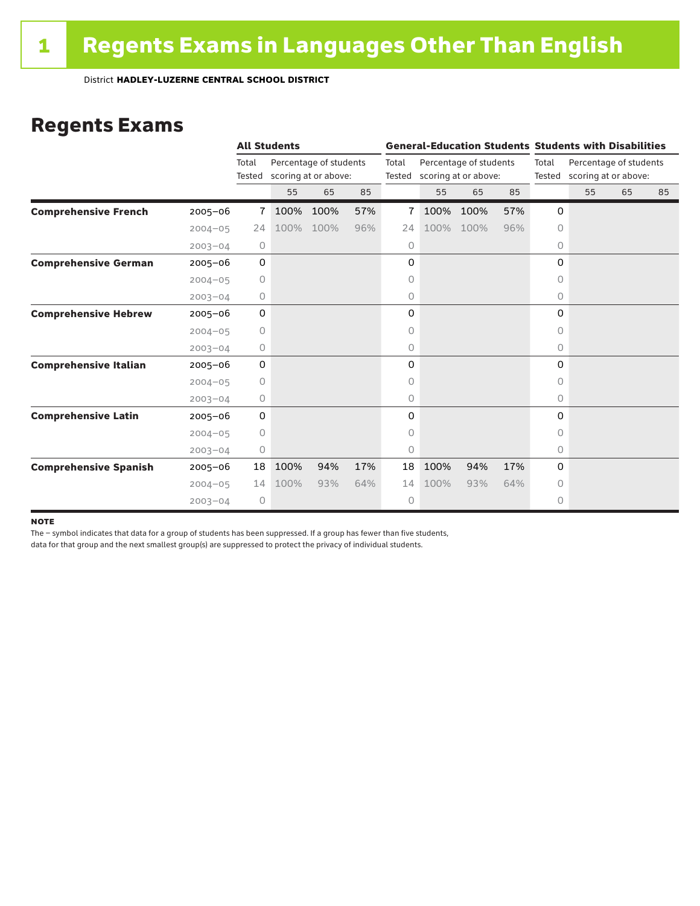# 1 Regents Exams in Languages Other Than English

District **HADLEY-LUZERNE CENTRAL SCHOOL DISTRICT**

## Regents Exams

| | | All Students | | | | General-Education Students | | | | Students with Disabilities | | | |
|---|---|---|---|---|---|---|---|---|---|---|---|---|---|
| | | Total Tested | Percentage of students scoring at or above: | | | Total Tested | Percentage of students scoring at or above: | | | Total Tested | Percentage of students scoring at or above: | | |
| | | | 55 | 65 | 85 | | 55 | 65 | 85 | | 55 | 65 | 85 |
| **Comprehensive French** | 2005–06 | 7 | 100% | 100% | 57% | 7 | 100% | 100% | 57% | 0 | | | |
| | 2004–05 | 24 | 100% | 100% | 96% | 24 | 100% | 100% | 96% | 0 | | | |
| | 2003–04 | 0 | | | | 0 | | | | 0 | | | |
| **Comprehensive German** | 2005–06 | 0 | | | | 0 | | | | 0 | | | |
| | 2004–05 | 0 | | | | 0 | | | | 0 | | | |
| | 2003–04 | 0 | | | | 0 | | | | 0 | | | |
| **Comprehensive Hebrew** | 2005–06 | 0 | | | | 0 | | | | 0 | | | |
| | 2004–05 | 0 | | | | 0 | | | | 0 | | | |
| | 2003–04 | 0 | | | | 0 | | | | 0 | | | |
| **Comprehensive Italian** | 2005–06 | 0 | | | | 0 | | | | 0 | | | |
| | 2004–05 | 0 | | | | 0 | | | | 0 | | | |
| | 2003–04 | 0 | | | | 0 | | | | 0 | | | |
| **Comprehensive Latin** | 2005–06 | 0 | | | | 0 | | | | 0 | | | |
| | 2004–05 | 0 | | | | 0 | | | | 0 | | | |
| | 2003–04 | 0 | | | | 0 | | | | 0 | | | |
| **Comprehensive Spanish** | 2005–06 | 18 | 100% | 94% | 17% | 18 | 100% | 94% | 17% | 0 | | | |
| | 2004–05 | 14 | 100% | 93% | 64% | 14 | 100% | 93% | 64% | 0 | | | |
| | 2003–04 | 0 | | | | 0 | | | | 0 | | | |

**NOTE**

The – symbol indicates that data for a group of students has been suppressed. If a group has fewer than five students, data for that group and the next smallest group(s) are suppressed to protect the privacy of individual students.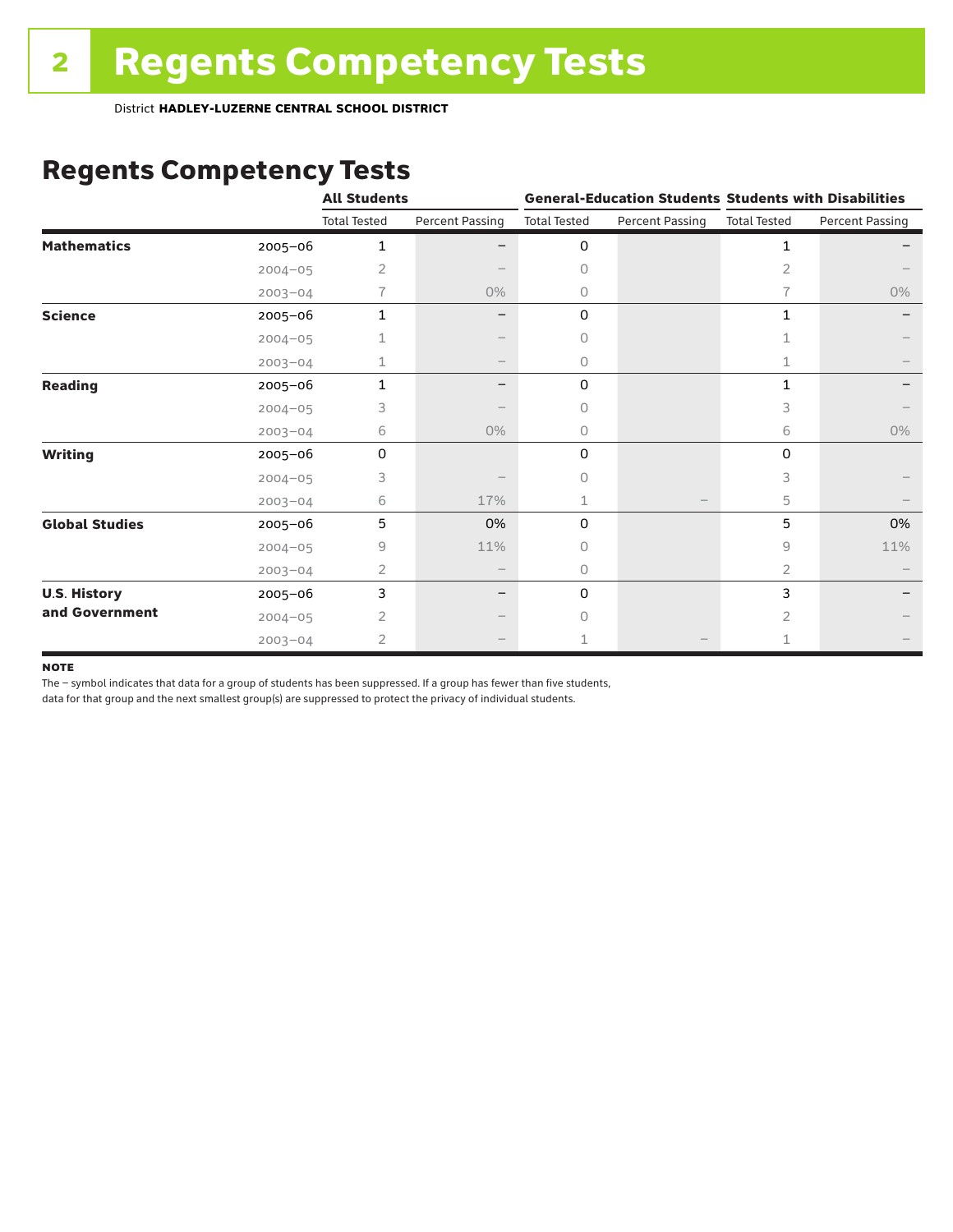# Regents Competency Tests

District **HADLEY-LUZERNE CENTRAL SCHOOL DISTRICT**

## Regents Competency Tests

| | | All Students | | General-Education Students | | Students with Disabilities | |
|---|---|---|---|---|---|---|---|
| | | Total Tested | Percent Passing | Total Tested | Percent Passing | Total Tested | Percent Passing |
| **Mathematics** | 2005–06 | 1 | – | 0 | | 1 | – |
| | 2004–05 | 2 | – | 0 | | 2 | – |
| | 2003–04 | 7 | 0% | 0 | | 7 | 0% |
| **Science** | 2005–06 | 1 | – | 0 | | 1 | – |
| | 2004–05 | 1 | – | 0 | | 1 | – |
| | 2003–04 | 1 | – | 0 | | 1 | – |
| **Reading** | 2005–06 | 1 | – | 0 | | 1 | – |
| | 2004–05 | 3 | – | 0 | | 3 | – |
| | 2003–04 | 6 | 0% | 0 | | 6 | 0% |
| **Writing** | 2005–06 | 0 | | 0 | | 0 | |
| | 2004–05 | 3 | – | 0 | | 3 | – |
| | 2003–04 | 6 | 17% | 1 | – | 5 | – |
| **Global Studies** | 2005–06 | 5 | 0% | 0 | | 5 | 0% |
| | 2004–05 | 9 | 11% | 0 | | 9 | 11% |
| | 2003–04 | 2 | – | 0 | | 2 | – |
| **U.S. History and Government** | 2005–06 | 3 | – | 0 | | 3 | – |
| | 2004–05 | 2 | – | 0 | | 2 | – |
| | 2003–04 | 2 | – | 1 | – | 1 | – |

**NOTE**

The – symbol indicates that data for a group of students has been suppressed. If a group has fewer than five students, data for that group and the next smallest group(s) are suppressed to protect the privacy of individual students.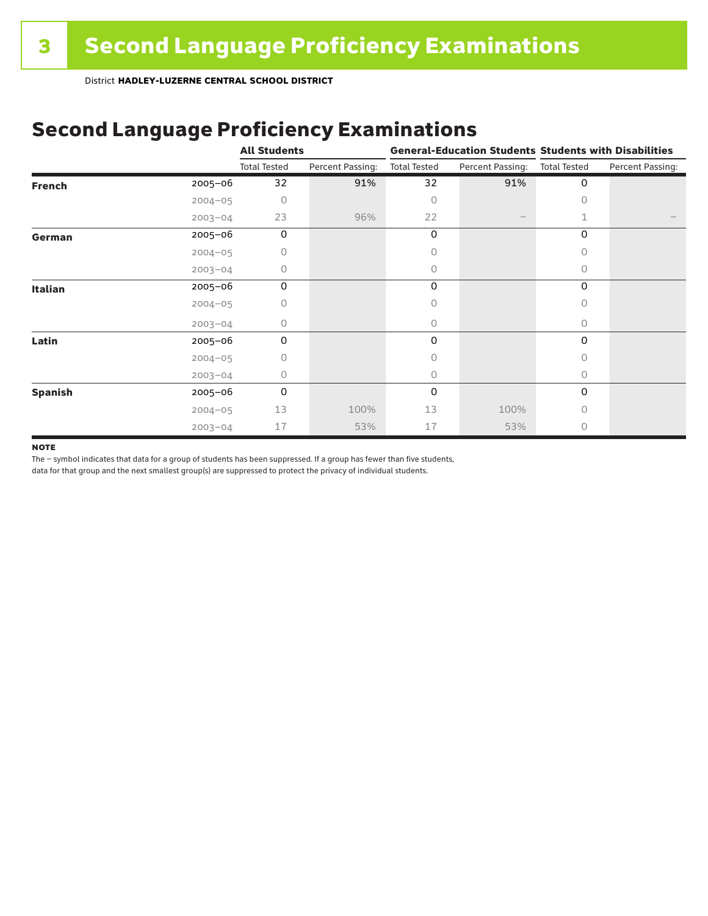# 3 Second Language Proficiency Examinations

District **HADLEY-LUZERNE CENTRAL SCHOOL DISTRICT**

## Second Language Proficiency Examinations

| | | All Students | | General-Education Students | | Students with Disabilities | |
|---|---|---|---|---|---|---|---|
| | | Total Tested | Percent Passing: | Total Tested | Percent Passing: | Total Tested | Percent Passing: |
| **French** | 2005–06 | 32 | 91% | 32 | 91% | 0 | |
| | 2004–05 | 0 | | 0 | | 0 | |
| | 2003–04 | 23 | 96% | 22 | – | 1 | – |
| **German** | 2005–06 | 0 | | 0 | | 0 | |
| | 2004–05 | 0 | | 0 | | 0 | |
| | 2003–04 | 0 | | 0 | | 0 | |
| **Italian** | 2005–06 | 0 | | 0 | | 0 | |
| | 2004–05 | 0 | | 0 | | 0 | |
| | 2003–04 | 0 | | 0 | | 0 | |
| **Latin** | 2005–06 | 0 | | 0 | | 0 | |
| | 2004–05 | 0 | | 0 | | 0 | |
| | 2003–04 | 0 | | 0 | | 0 | |
| **Spanish** | 2005–06 | 0 | | 0 | | 0 | |
| | 2004–05 | 13 | 100% | 13 | 100% | 0 | |
| | 2003–04 | 17 | 53% | 17 | 53% | 0 | |

**NOTE**

The – symbol indicates that data for a group of students has been suppressed. If a group has fewer than five students, data for that group and the next smallest group(s) are suppressed to protect the privacy of individual students.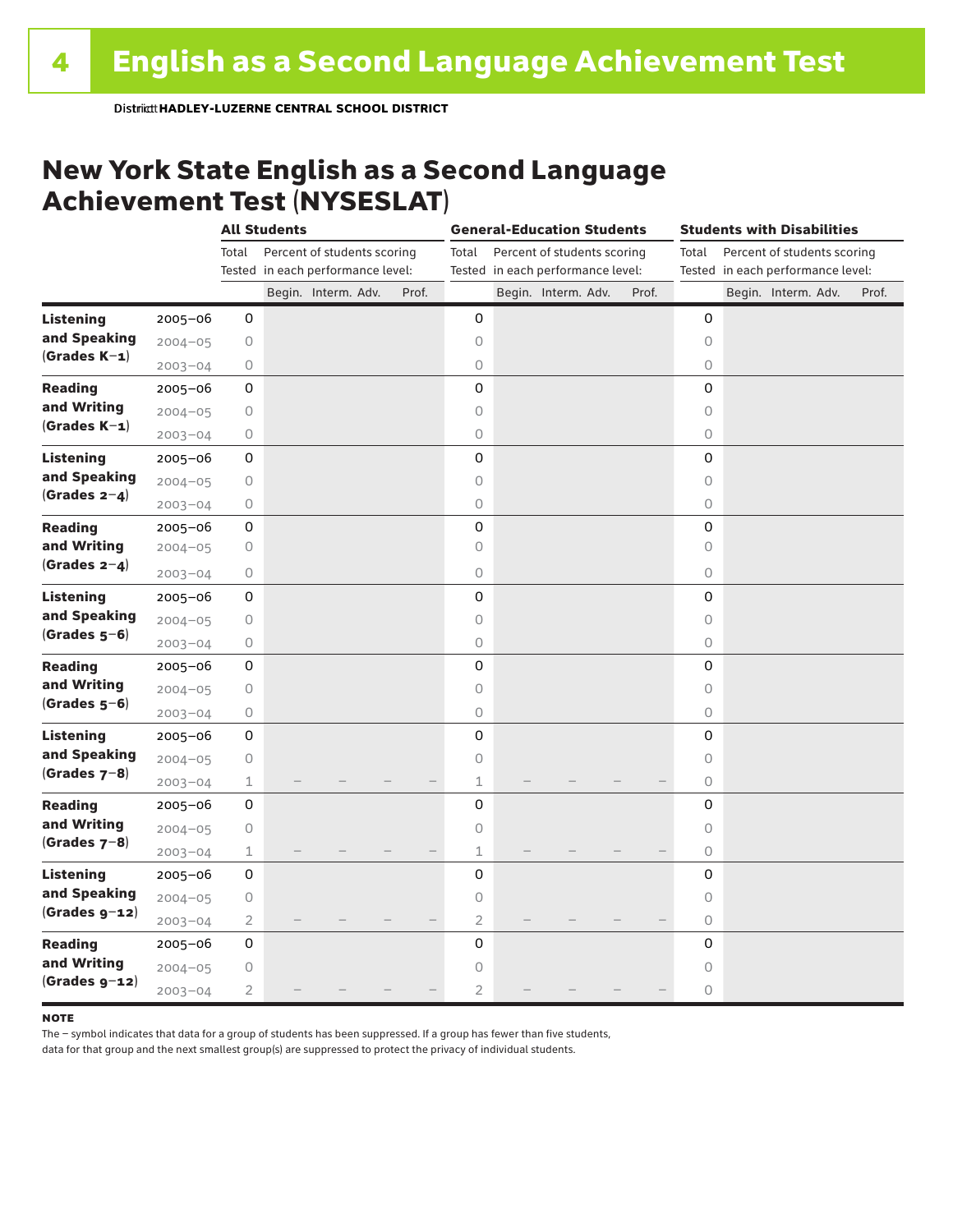District HADLEY-LUZERNE CENTRAL SCHOOL DISTRICT

## New York State English as a Second Language Achievement Test (NYSESLAT)

| | | All Students | | | | | General-Education Students | | | | | Students with Disabilities | | | | |
|---|---|---|---|---|---|---|---|---|---|---|---|---|---|---|---|---|
| | | Total Tested | Percent of students scoring in each performance level: | | | | Total Tested | Percent of students scoring in each performance level: | | | | Total Tested | Percent of students scoring in each performance level: | | | |
| | | | Begin. | Interm. | Adv. | Prof. | | Begin. | Interm. | Adv. | Prof. | | Begin. | Interm. | Adv. | Prof. |
| **Listening and Speaking (Grades K–1)** | 2005–06 | 0 | | | | | 0 | | | | | 0 | | | | |
| | 2004–05 | 0 | | | | | 0 | | | | | 0 | | | | |
| | 2003–04 | 0 | | | | | 0 | | | | | 0 | | | | |
| **Reading and Writing (Grades K–1)** | 2005–06 | 0 | | | | | 0 | | | | | 0 | | | | |
| | 2004–05 | 0 | | | | | 0 | | | | | 0 | | | | |
| | 2003–04 | 0 | | | | | 0 | | | | | 0 | | | | |
| **Listening and Speaking (Grades 2–4)** | 2005–06 | 0 | | | | | 0 | | | | | 0 | | | | |
| | 2004–05 | 0 | | | | | 0 | | | | | 0 | | | | |
| | 2003–04 | 0 | | | | | 0 | | | | | 0 | | | | |
| **Reading and Writing (Grades 2–4)** | 2005–06 | 0 | | | | | 0 | | | | | 0 | | | | |
| | 2004–05 | 0 | | | | | 0 | | | | | 0 | | | | |
| | 2003–04 | 0 | | | | | 0 | | | | | 0 | | | | |
| **Listening and Speaking (Grades 5–6)** | 2005–06 | 0 | | | | | 0 | | | | | 0 | | | | |
| | 2004–05 | 0 | | | | | 0 | | | | | 0 | | | | |
| | 2003–04 | 0 | | | | | 0 | | | | | 0 | | | | |
| **Reading and Writing (Grades 5–6)** | 2005–06 | 0 | | | | | 0 | | | | | 0 | | | | |
| | 2004–05 | 0 | | | | | 0 | | | | | 0 | | | | |
| | 2003–04 | 0 | | | | | 0 | | | | | 0 | | | | |
| **Listening and Speaking (Grades 7–8)** | 2005–06 | 0 | | | | | 0 | | | | | 0 | | | | |
| | 2004–05 | 0 | | | | | 0 | | | | | 0 | | | | |
| | 2003–04 | 1 | – | – | – | – | 1 | – | – | – | – | 0 | | | | |
| **Reading and Writing (Grades 7–8)** | 2005–06 | 0 | | | | | 0 | | | | | 0 | | | | |
| | 2004–05 | 0 | | | | | 0 | | | | | 0 | | | | |
| | 2003–04 | 1 | – | – | – | – | 1 | – | – | – | – | 0 | | | | |
| **Listening and Speaking (Grades 9–12)** | 2005–06 | 0 | | | | | 0 | | | | | 0 | | | | |
| | 2004–05 | 0 | | | | | 0 | | | | | 0 | | | | |
| | 2003–04 | 2 | – | – | – | – | 2 | – | – | – | – | 0 | | | | |
| **Reading and Writing (Grades 9–12)** | 2005–06 | 0 | | | | | 0 | | | | | 0 | | | | |
| | 2004–05 | 0 | | | | | 0 | | | | | 0 | | | | |
| | 2003–04 | 2 | – | – | – | – | 2 | – | – | – | – | 0 | | | | |

**NOTE**

The – symbol indicates that data for a group of students has been suppressed. If a group has fewer than five students, data for that group and the next smallest group(s) are suppressed to protect the privacy of individual students.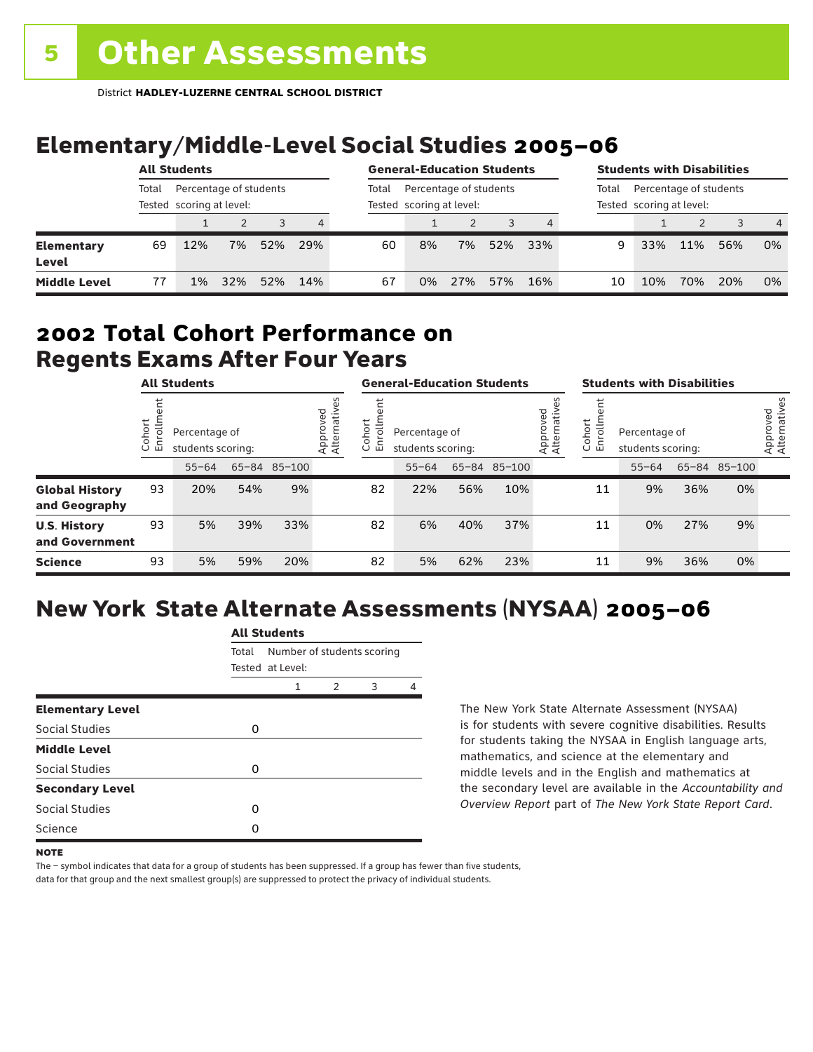# 5 Other Assessments

District **HADLEY-LUZERNE CENTRAL SCHOOL DISTRICT**

## Elementary/Middle-Level Social Studies 2005–06

| | All Students | | | | | General-Education Students | | | | | Students with Disabilities | | | | |
|---|---|---|---|---|---|---|---|---|---|---|---|---|---|---|---|
| | Total Tested | Percentage of students scoring at level: | | | | Total Tested | Percentage of students scoring at level: | | | | Total Tested | Percentage of students scoring at level: | | | |
| | | 1 | 2 | 3 | 4 | | 1 | 2 | 3 | 4 | | 1 | 2 | 3 | 4 |
| **Elementary Level** | 69 | 12% | 7% | 52% | 29% | 60 | 8% | 7% | 52% | 33% | 9 | 33% | 11% | 56% | 0% |
| **Middle Level** | 77 | 1% | 32% | 52% | 14% | 67 | 0% | 27% | 57% | 16% | 10 | 10% | 70% | 20% | 0% |

## 2002 Total Cohort Performance on Regents Exams After Four Years

| | All Students | | | | | General-Education Students | | | | | Students with Disabilities | | | | |
|---|---|---|---|---|---|---|---|---|---|---|---|---|---|---|---|
| | Cohort Enrollment | Percentage of students scoring: | | | Approved Alternatives | Cohort Enrollment | Percentage of students scoring: | | | Approved Alternatives | Cohort Enrollment | Percentage of students scoring: | | | Approved Alternatives |
| | | 55–64 | 65–84 | 85–100 | | | 55–64 | 65–84 | 85–100 | | | 55–64 | 65–84 | 85–100 | |
| **Global History and Geography** | 93 | 20% | 54% | 9% | | 82 | 22% | 56% | 10% | | 11 | 9% | 36% | 0% | |
| **U.S. History and Government** | 93 | 5% | 39% | 33% | | 82 | 6% | 40% | 37% | | 11 | 0% | 27% | 9% | |
| **Science** | 93 | 5% | 59% | 20% | | 82 | 5% | 62% | 23% | | 11 | 9% | 36% | 0% | |

## New York State Alternate Assessments (NYSAA) 2005–06

| | All Students | | | | |
|---|---|---|---|---|---|
| | Total Tested | Number of students scoring at Level: | | | |
| | | 1 | 2 | 3 | 4 |
| **Elementary Level** | | | | | |
| Social Studies | 0 | | | | |
| **Middle Level** | | | | | |
| Social Studies | 0 | | | | |
| **Secondary Level** | | | | | |
| Social Studies | 0 | | | | |
| Science | 0 | | | | |

The New York State Alternate Assessment (NYSAA) is for students with severe cognitive disabilities. Results for students taking the NYSAA in English language arts, mathematics, and science at the elementary and middle levels and in the English and mathematics at the secondary level are available in the *Accountability and Overview Report* part of *The New York State Report Card*.

**NOTE**

The – symbol indicates that data for a group of students has been suppressed. If a group has fewer than five students, data for that group and the next smallest group(s) are suppressed to protect the privacy of individual students.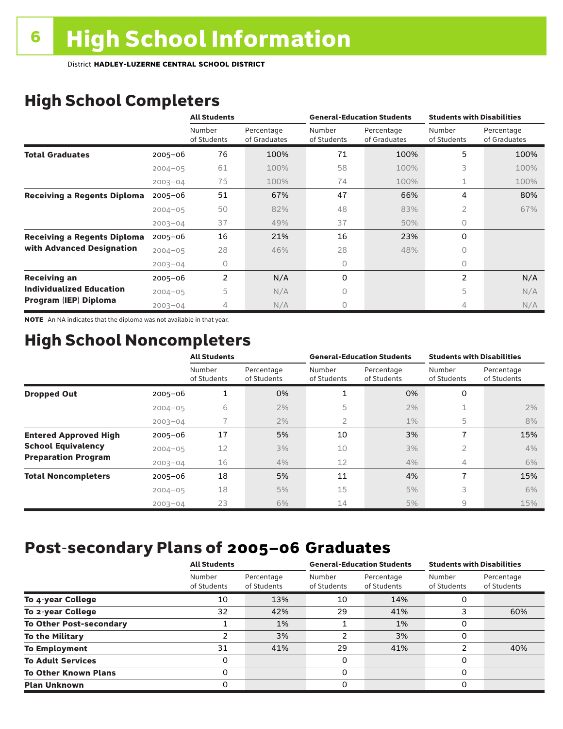# High School Information

District **HADLEY-LUZERNE CENTRAL SCHOOL DISTRICT**

## High School Completers

| | | All Students | | General-Education Students | | Students with Disabilities | |
|---|---|---|---|---|---|---|---|
| | | Number of Students | Percentage of Graduates | Number of Students | Percentage of Graduates | Number of Students | Percentage of Graduates |
| **Total Graduates** | 2005–06 | 76 | 100% | 71 | 100% | 5 | 100% |
| | 2004–05 | 61 | 100% | 58 | 100% | 3 | 100% |
| | 2003–04 | 75 | 100% | 74 | 100% | 1 | 100% |
| **Receiving a Regents Diploma** | 2005–06 | 51 | 67% | 47 | 66% | 4 | 80% |
| | 2004–05 | 50 | 82% | 48 | 83% | 2 | 67% |
| | 2003–04 | 37 | 49% | 37 | 50% | 0 | |
| **Receiving a Regents Diploma with Advanced Designation** | 2005–06 | 16 | 21% | 16 | 23% | 0 | |
| | 2004–05 | 28 | 46% | 28 | 48% | 0 | |
| | 2003–04 | 0 | | 0 | | 0 | |
| **Receiving an Individualized Education Program (IEP) Diploma** | 2005–06 | 2 | N/A | 0 | | 2 | N/A |
| | 2004–05 | 5 | N/A | 0 | | 5 | N/A |
| | 2003–04 | 4 | N/A | 0 | | 4 | N/A |

**NOTE** An NA indicates that the diploma was not available in that year.

## High School Noncompleters

| | | All Students | | General-Education Students | | Students with Disabilities | |
|---|---|---|---|---|---|---|---|
| | | Number of Students | Percentage of Students | Number of Students | Percentage of Students | Number of Students | Percentage of Students |
| **Dropped Out** | 2005–06 | 1 | 0% | 1 | 0% | 0 | |
| | 2004–05 | 6 | 2% | 5 | 2% | 1 | 2% |
| | 2003–04 | 7 | 2% | 2 | 1% | 5 | 8% |
| **Entered Approved High School Equivalency Preparation Program** | 2005–06 | 17 | 5% | 10 | 3% | 7 | 15% |
| | 2004–05 | 12 | 3% | 10 | 3% | 2 | 4% |
| | 2003–04 | 16 | 4% | 12 | 4% | 4 | 6% |
| **Total Noncompleters** | 2005–06 | 18 | 5% | 11 | 4% | 7 | 15% |
| | 2004–05 | 18 | 5% | 15 | 5% | 3 | 6% |
| | 2003–04 | 23 | 6% | 14 | 5% | 9 | 15% |

## Post-secondary Plans of 2005–06 Graduates

| | All Students | | General-Education Students | | Students with Disabilities | |
|---|---|---|---|---|---|---|
| | Number of Students | Percentage of Students | Number of Students | Percentage of Students | Number of Students | Percentage of Students |
| **To 4-year College** | 10 | 13% | 10 | 14% | 0 | |
| **To 2-year College** | 32 | 42% | 29 | 41% | 3 | 60% |
| **To Other Post-secondary** | 1 | 1% | 1 | 1% | 0 | |
| **To the Military** | 2 | 3% | 2 | 3% | 0 | |
| **To Employment** | 31 | 41% | 29 | 41% | 2 | 40% |
| **To Adult Services** | 0 | | 0 | | 0 | |
| **To Other Known Plans** | 0 | | 0 | | 0 | |
| **Plan Unknown** | 0 | | 0 | | 0 | |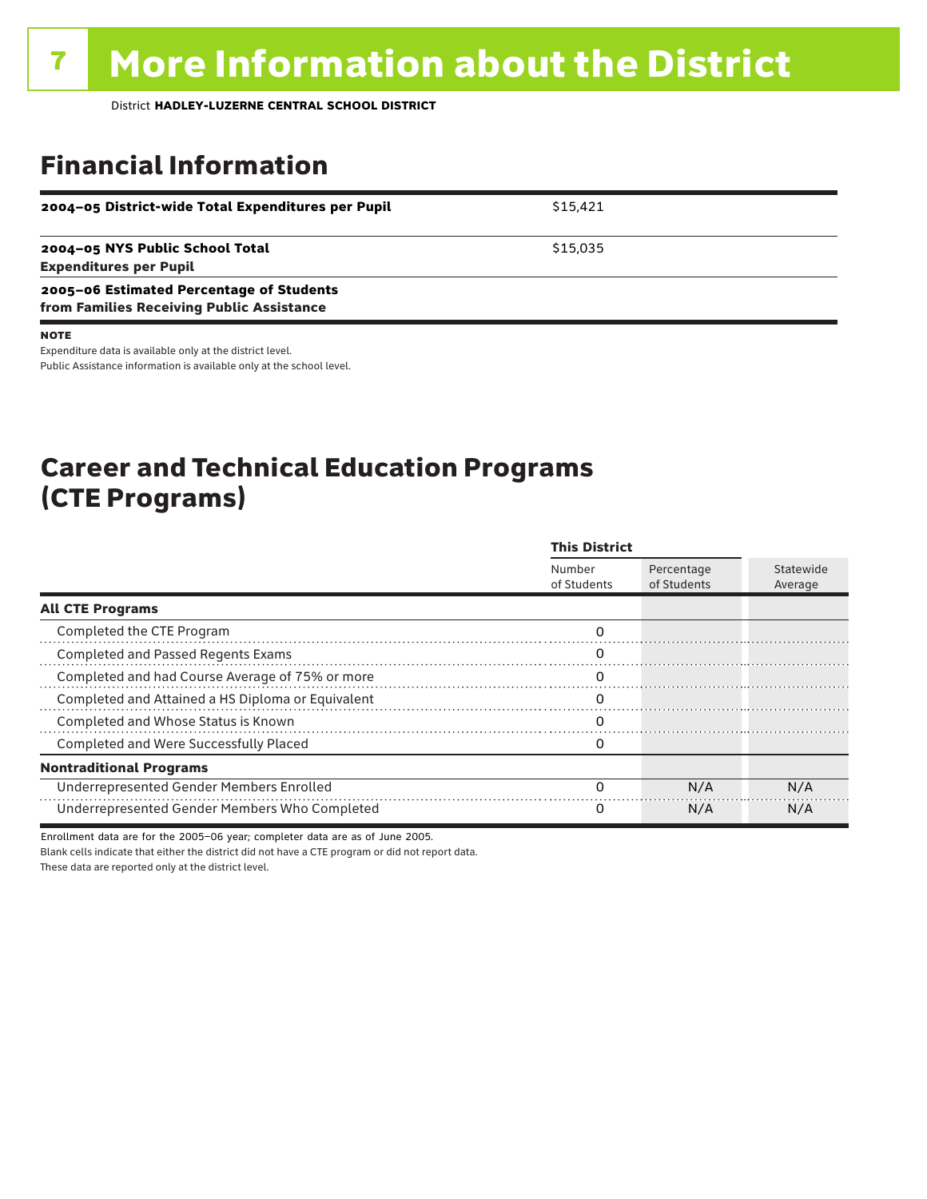# 7 More Information about the District

District **HADLEY-LUZERNE CENTRAL SCHOOL DISTRICT**

## Financial Information

| | |
|---|---|
| **2004–05 District-wide Total Expenditures per Pupil** | $15,421 |
| **2004–05 NYS Public School Total Expenditures per Pupil** | $15,035 |
| **2005–06 Estimated Percentage of Students from Families Receiving Public Assistance** | |

**NOTE**

Expenditure data is available only at the district level.
Public Assistance information is available only at the school level.

## Career and Technical Education Programs (CTE Programs)

| | This District | | |
|---|---|---|---|
| | Number of Students | Percentage of Students | Statewide Average |
| **All CTE Programs** | | | |
| Completed the CTE Program | 0 | | |
| Completed and Passed Regents Exams | 0 | | |
| Completed and had Course Average of 75% or more | 0 | | |
| Completed and Attained a HS Diploma or Equivalent | 0 | | |
| Completed and Whose Status is Known | 0 | | |
| Completed and Were Successfully Placed | 0 | | |
| **Nontraditional Programs** | | | |
| Underrepresented Gender Members Enrolled | 0 | N/A | N/A |
| Underrepresented Gender Members Who Completed | 0 | N/A | N/A |

Enrollment data are for the 2005–06 year; completer data are as of June 2005.
Blank cells indicate that either the district did not have a CTE program or did not report data.
These data are reported only at the district level.